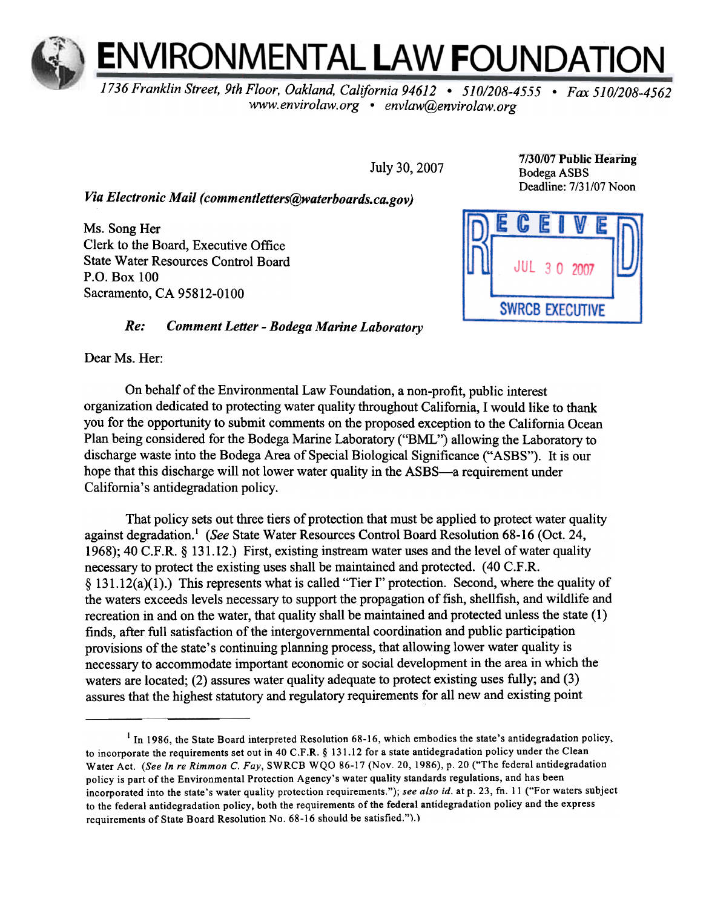# ENVIRONMENTAL LAW FOUNDATION

*1736 Franklin Street, 9th Floor, Oakland, California 94612 • 510/208-4555 • Fax 510/208-4562*
*www.envirolaw.org • envlaw@envirolaw.org*

July 30, 2007

**7/30/07 Public Hearing**
Bodega ASBS
Deadline: 7/31/07 Noon

RECEIVED
JUL 30 2007
SWRCB EXECUTIVE

*Via Electronic Mail (commentletters@waterboards.ca.gov)*

Ms. Song Her
Clerk to the Board, Executive Office
State Water Resources Control Board
P.O. Box 100
Sacramento, CA 95812-0100

***Re: Comment Letter - Bodega Marine Laboratory***

Dear Ms. Her:

On behalf of the Environmental Law Foundation, a non-profit, public interest organization dedicated to protecting water quality throughout California, I would like to thank you for the opportunity to submit comments on the proposed exception to the California Ocean Plan being considered for the Bodega Marine Laboratory ("BML") allowing the Laboratory to discharge waste into the Bodega Area of Special Biological Significance ("ASBS"). It is our hope that this discharge will not lower water quality in the ASBS—a requirement under California's antidegradation policy.

That policy sets out three tiers of protection that must be applied to protect water quality against degradation.[1] (*See* State Water Resources Control Board Resolution 68-16 (Oct. 24, 1968); 40 C.F.R. § 131.12.) First, existing instream water uses and the level of water quality necessary to protect the existing uses shall be maintained and protected. (40 C.F.R. § 131.12(a)(1).) This represents what is called "Tier I" protection. Second, where the quality of the waters exceeds levels necessary to support the propagation of fish, shellfish, and wildlife and recreation in and on the water, that quality shall be maintained and protected unless the state (1) finds, after full satisfaction of the intergovernmental coordination and public participation provisions of the state's continuing planning process, that allowing lower water quality is necessary to accommodate important economic or social development in the area in which the waters are located; (2) assures water quality adequate to protect existing uses fully; and (3) assures that the highest statutory and regulatory requirements for all new and existing point

---

[1] In 1986, the State Board interpreted Resolution 68-16, which embodies the state's antidegradation policy, to incorporate the requirements set out in 40 C.F.R. § 131.12 for a state antidegradation policy under the Clean Water Act. (*See In re Rimmon C. Fay*, SWRCB WQO 86-17 (Nov. 20, 1986), p. 20 ("The federal antidegradation policy is part of the Environmental Protection Agency's water quality standards regulations, and has been incorporated into the state's water quality protection requirements."); *see also id.* at p. 23, fn. 11 ("For waters subject to the federal antidegradation policy, both the requirements of the federal antidegradation policy and the express requirements of State Board Resolution No. 68-16 should be satisfied.").)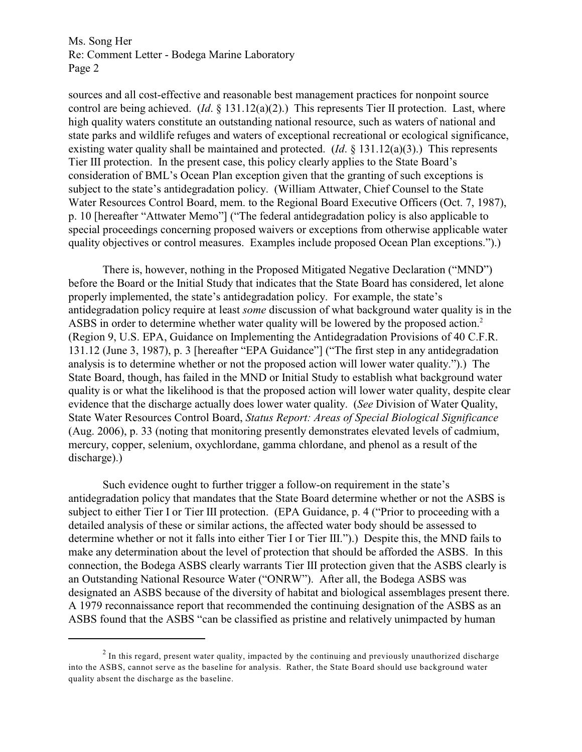sources and all cost-effective and reasonable best management practices for nonpoint source control are being achieved. (*Id*. § 131.12(a)(2).) This represents Tier II protection. Last, where high quality waters constitute an outstanding national resource, such as waters of national and state parks and wildlife refuges and waters of exceptional recreational or ecological significance, existing water quality shall be maintained and protected. (*Id*. § 131.12(a)(3).) This represents Tier III protection. In the present case, this policy clearly applies to the State Board's consideration of BML's Ocean Plan exception given that the granting of such exceptions is subject to the state's antidegradation policy. (William Attwater, Chief Counsel to the State Water Resources Control Board, mem. to the Regional Board Executive Officers (Oct. 7, 1987), p. 10 [hereafter "Attwater Memo"] ("The federal antidegradation policy is also applicable to special proceedings concerning proposed waivers or exceptions from otherwise applicable water quality objectives or control measures. Examples include proposed Ocean Plan exceptions.").)

There is, however, nothing in the Proposed Mitigated Negative Declaration ("MND") before the Board or the Initial Study that indicates that the State Board has considered, let alone properly implemented, the state's antidegradation policy. For example, the state's antidegradation policy require at least *some* discussion of what background water quality is in the ASBS in order to determine whether water quality will be lowered by the proposed action.[2] (Region 9, U.S. EPA, Guidance on Implementing the Antidegradation Provisions of 40 C.F.R. 131.12 (June 3, 1987), p. 3 [hereafter "EPA Guidance"] ("The first step in any antidegradation analysis is to determine whether or not the proposed action will lower water quality.").) The State Board, though, has failed in the MND or Initial Study to establish what background water quality is or what the likelihood is that the proposed action will lower water quality, despite clear evidence that the discharge actually does lower water quality. (*See* Division of Water Quality, State Water Resources Control Board, *Status Report: Areas of Special Biological Significance* (Aug. 2006), p. 33 (noting that monitoring presently demonstrates elevated levels of cadmium, mercury, copper, selenium, oxychlordane, gamma chlordane, and phenol as a result of the discharge).)

Such evidence ought to further trigger a follow-on requirement in the state's antidegradation policy that mandates that the State Board determine whether or not the ASBS is subject to either Tier I or Tier III protection. (EPA Guidance, p. 4 ("Prior to proceeding with a detailed analysis of these or similar actions, the affected water body should be assessed to determine whether or not it falls into either Tier I or Tier III.").) Despite this, the MND fails to make any determination about the level of protection that should be afforded the ASBS. In this connection, the Bodega ASBS clearly warrants Tier III protection given that the ASBS clearly is an Outstanding National Resource Water ("ONRW"). After all, the Bodega ASBS was designated an ASBS because of the diversity of habitat and biological assemblages present there. A 1979 reconnaissance report that recommended the continuing designation of the ASBS as an ASBS found that the ASBS "can be classified as pristine and relatively unimpacted by human

[2] In this regard, present water quality, impacted by the continuing and previously unauthorized discharge into the ASBS, cannot serve as the baseline for analysis. Rather, the State Board should use background water quality absent the discharge as the baseline.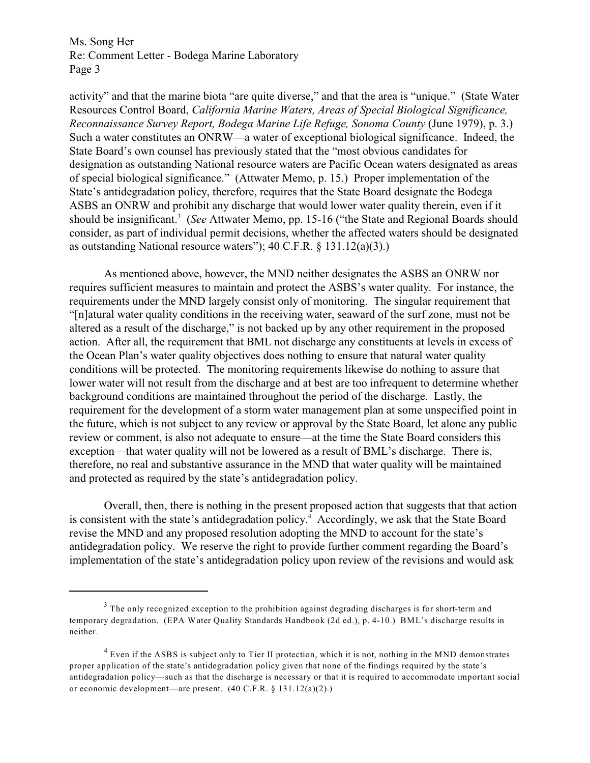activity" and that the marine biota "are quite diverse," and that the area is "unique." (State Water Resources Control Board, *California Marine Waters, Areas of Special Biological Significance, Reconnaissance Survey Report, Bodega Marine Life Refuge, Sonoma County* (June 1979), p. 3.) Such a water constitutes an ONRW—a water of exceptional biological significance. Indeed, the State Board's own counsel has previously stated that the "most obvious candidates for designation as outstanding National resource waters are Pacific Ocean waters designated as areas of special biological significance." (Attwater Memo, p. 15.) Proper implementation of the State's antidegradation policy, therefore, requires that the State Board designate the Bodega ASBS an ONRW and prohibit any discharge that would lower water quality therein, even if it should be insignificant.[3] (*See* Attwater Memo, pp. 15-16 ("the State and Regional Boards should consider, as part of individual permit decisions, whether the affected waters should be designated as outstanding National resource waters"); 40 C.F.R. § 131.12(a)(3).)

As mentioned above, however, the MND neither designates the ASBS an ONRW nor requires sufficient measures to maintain and protect the ASBS's water quality. For instance, the requirements under the MND largely consist only of monitoring. The singular requirement that "[n]atural water quality conditions in the receiving water, seaward of the surf zone, must not be altered as a result of the discharge," is not backed up by any other requirement in the proposed action. After all, the requirement that BML not discharge any constituents at levels in excess of the Ocean Plan's water quality objectives does nothing to ensure that natural water quality conditions will be protected. The monitoring requirements likewise do nothing to assure that lower water will not result from the discharge and at best are too infrequent to determine whether background conditions are maintained throughout the period of the discharge. Lastly, the requirement for the development of a storm water management plan at some unspecified point in the future, which is not subject to any review or approval by the State Board, let alone any public review or comment, is also not adequate to ensure—at the time the State Board considers this exception—that water quality will not be lowered as a result of BML's discharge. There is, therefore, no real and substantive assurance in the MND that water quality will be maintained and protected as required by the state's antidegradation policy.

Overall, then, there is nothing in the present proposed action that suggests that that action is consistent with the state's antidegradation policy.[4] Accordingly, we ask that the State Board revise the MND and any proposed resolution adopting the MND to account for the state's antidegradation policy. We reserve the right to provide further comment regarding the Board's implementation of the state's antidegradation policy upon review of the revisions and would ask

---

[3] The only recognized exception to the prohibition against degrading discharges is for short-term and temporary degradation. (EPA Water Quality Standards Handbook (2d ed.), p. 4-10.) BML's discharge results in neither.

[4] Even if the ASBS is subject only to Tier II protection, which it is not, nothing in the MND demonstrates proper application of the state's antidegradation policy given that none of the findings required by the state's antidegradation policy—such as that the discharge is necessary or that it is required to accommodate important social or economic development—are present. (40 C.F.R. § 131.12(a)(2).)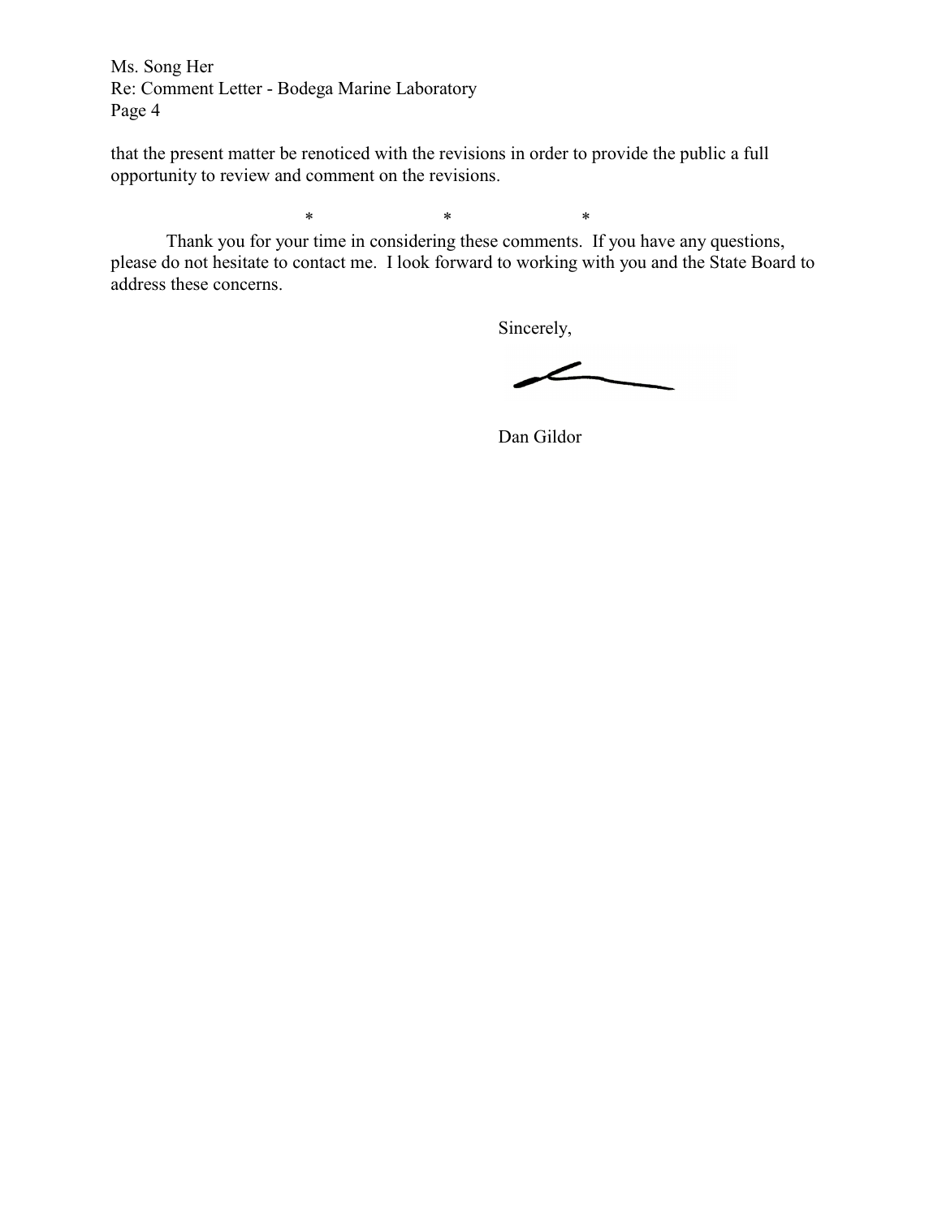that the present matter be renoticed with the revisions in order to provide the public a full opportunity to review and comment on the revisions.

\* \* \*

Thank you for your time in considering these comments. If you have any questions, please do not hesitate to contact me. I look forward to working with you and the State Board to address these concerns.

Sincerely,

Dan Gildor